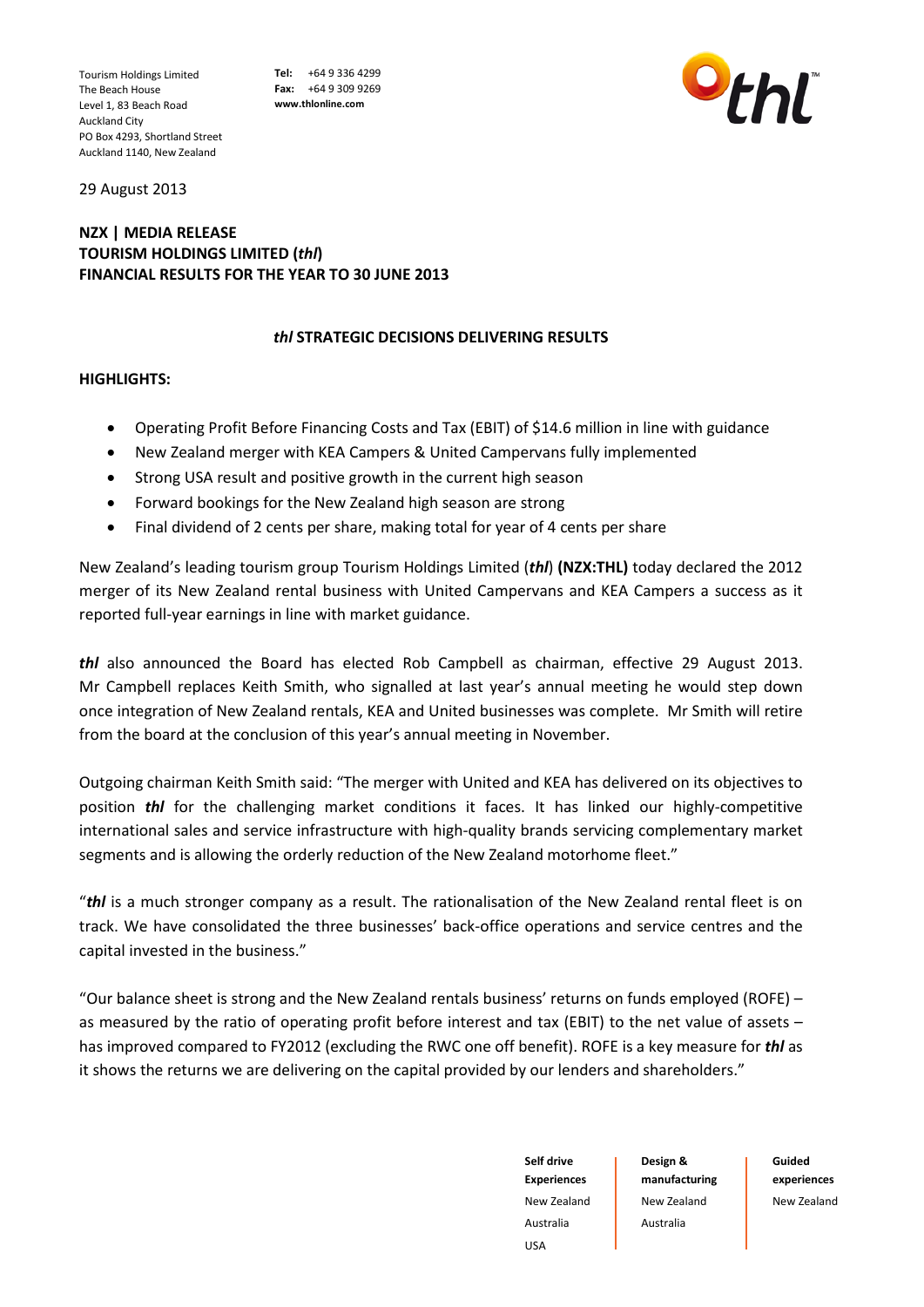Tourism Holdings Limited
The Beach House
Level 1, 83 Beach Road
Auckland City
PO Box 4293, Shortland Street
Auckland 1140, New Zealand

**Tel:** +64 9 336 4299
**Fax:** +64 9 309 9269
**www.thlonline.com**

29 August 2013

**NZX | MEDIA RELEASE**
**TOURISM HOLDINGS LIMITED (*thl*)**
**FINANCIAL RESULTS FOR THE YEAR TO 30 JUNE 2013**

## *thl* STRATEGIC DECISIONS DELIVERING RESULTS

**HIGHLIGHTS:**

- Operating Profit Before Financing Costs and Tax (EBIT) of $14.6 million in line with guidance
- New Zealand merger with KEA Campers & United Campervans fully implemented
- Strong USA result and positive growth in the current high season
- Forward bookings for the New Zealand high season are strong
- Final dividend of 2 cents per share, making total for year of 4 cents per share

New Zealand's leading tourism group Tourism Holdings Limited (***thl***) **(NZX:THL)** today declared the 2012 merger of its New Zealand rental business with United Campervans and KEA Campers a success as it reported full-year earnings in line with market guidance.

***thl*** also announced the Board has elected Rob Campbell as chairman, effective 29 August 2013. Mr Campbell replaces Keith Smith, who signalled at last year's annual meeting he would step down once integration of New Zealand rentals, KEA and United businesses was complete. Mr Smith will retire from the board at the conclusion of this year's annual meeting in November.

Outgoing chairman Keith Smith said: "The merger with United and KEA has delivered on its objectives to position ***thl*** for the challenging market conditions it faces. It has linked our highly-competitive international sales and service infrastructure with high-quality brands servicing complementary market segments and is allowing the orderly reduction of the New Zealand motorhome fleet."

"***thl*** is a much stronger company as a result. The rationalisation of the New Zealand rental fleet is on track. We have consolidated the three businesses' back-office operations and service centres and the capital invested in the business."

"Our balance sheet is strong and the New Zealand rentals business' returns on funds employed (ROFE) – as measured by the ratio of operating profit before interest and tax (EBIT) to the net value of assets – has improved compared to FY2012 (excluding the RWC one off benefit). ROFE is a key measure for ***thl*** as it shows the returns we are delivering on the capital provided by our lenders and shareholders."

**Self drive Experiences**
New Zealand
Australia
USA

**Design & manufacturing**
New Zealand
Australia

**Guided experiences**
New Zealand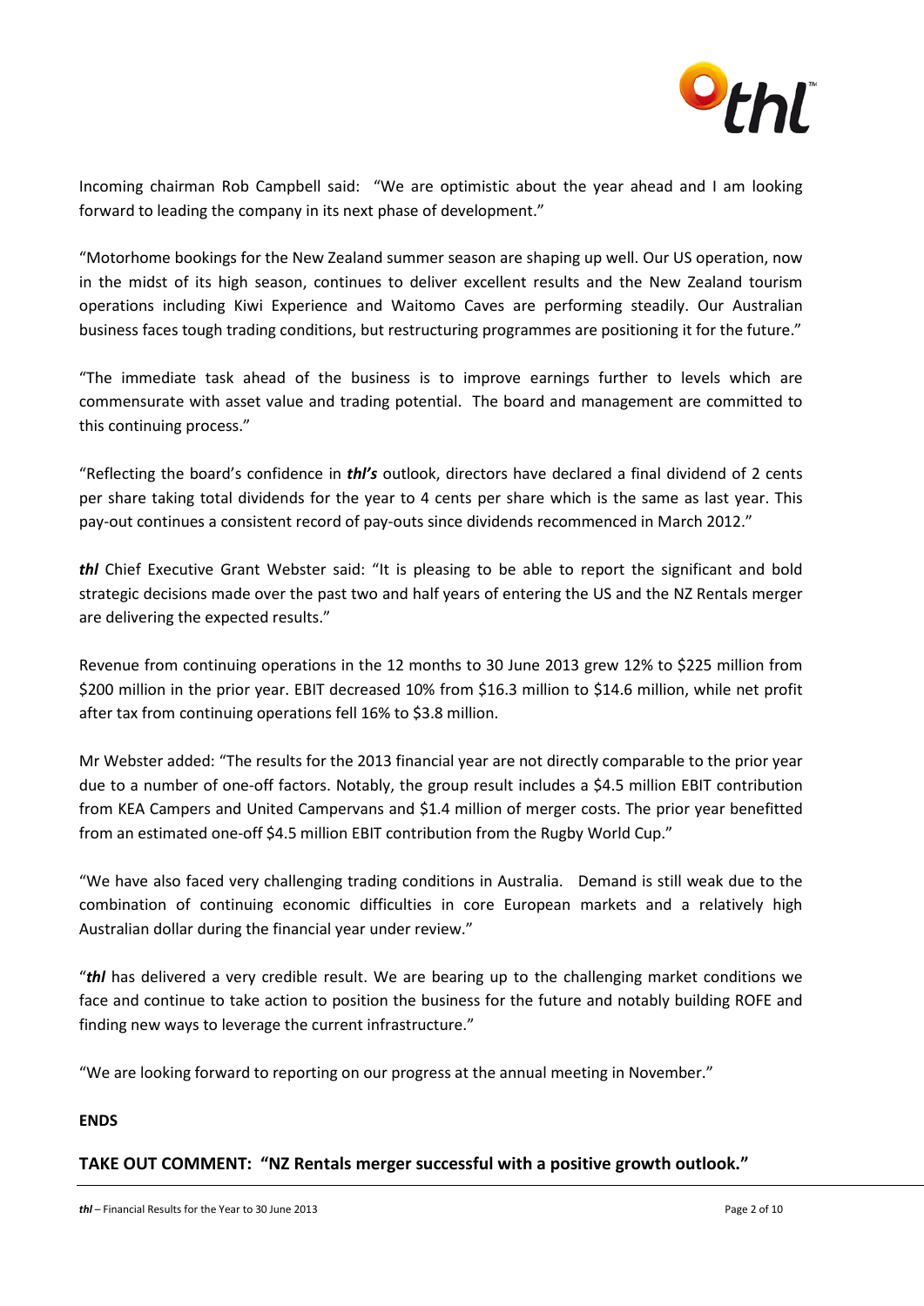Incoming chairman Rob Campbell said: "We are optimistic about the year ahead and I am looking forward to leading the company in its next phase of development."

"Motorhome bookings for the New Zealand summer season are shaping up well. Our US operation, now in the midst of its high season, continues to deliver excellent results and the New Zealand tourism operations including Kiwi Experience and Waitomo Caves are performing steadily. Our Australian business faces tough trading conditions, but restructuring programmes are positioning it for the future."

"The immediate task ahead of the business is to improve earnings further to levels which are commensurate with asset value and trading potential. The board and management are committed to this continuing process."

"Reflecting the board's confidence in ***thl's*** outlook, directors have declared a final dividend of 2 cents per share taking total dividends for the year to 4 cents per share which is the same as last year. This pay-out continues a consistent record of pay-outs since dividends recommenced in March 2012."

***thl*** Chief Executive Grant Webster said: "It is pleasing to be able to report the significant and bold strategic decisions made over the past two and half years of entering the US and the NZ Rentals merger are delivering the expected results."

Revenue from continuing operations in the 12 months to 30 June 2013 grew 12% to $225 million from $200 million in the prior year. EBIT decreased 10% from $16.3 million to $14.6 million, while net profit after tax from continuing operations fell 16% to $3.8 million.

Mr Webster added: "The results for the 2013 financial year are not directly comparable to the prior year due to a number of one-off factors. Notably, the group result includes a $4.5 million EBIT contribution from KEA Campers and United Campervans and $1.4 million of merger costs. The prior year benefitted from an estimated one-off $4.5 million EBIT contribution from the Rugby World Cup."

"We have also faced very challenging trading conditions in Australia. Demand is still weak due to the combination of continuing economic difficulties in core European markets and a relatively high Australian dollar during the financial year under review."

"***thl*** has delivered a very credible result. We are bearing up to the challenging market conditions we face and continue to take action to position the business for the future and notably building ROFE and finding new ways to leverage the current infrastructure."

"We are looking forward to reporting on our progress at the annual meeting in November."

**ENDS**

**TAKE OUT COMMENT: "NZ Rentals merger successful with a positive growth outlook."**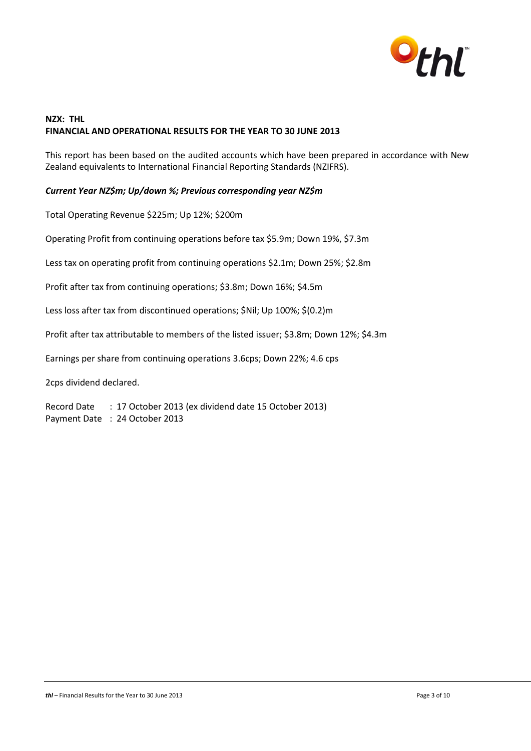**NZX: THL**
**FINANCIAL AND OPERATIONAL RESULTS FOR THE YEAR TO 30 JUNE 2013**

This report has been based on the audited accounts which have been prepared in accordance with New Zealand equivalents to International Financial Reporting Standards (NZIFRS).

***Current Year NZ$m; Up/down %; Previous corresponding year NZ$m***

Total Operating Revenue $225m; Up 12%; $200m

Operating Profit from continuing operations before tax $5.9m; Down 19%, $7.3m

Less tax on operating profit from continuing operations $2.1m; Down 25%; $2.8m

Profit after tax from continuing operations; $3.8m; Down 16%; $4.5m

Less loss after tax from discontinued operations; $Nil; Up 100%; $(0.2)m

Profit after tax attributable to members of the listed issuer; $3.8m; Down 12%; $4.3m

Earnings per share from continuing operations 3.6cps; Down 22%; 4.6 cps

2cps dividend declared.

Record Date : 17 October 2013 (ex dividend date 15 October 2013)
Payment Date : 24 October 2013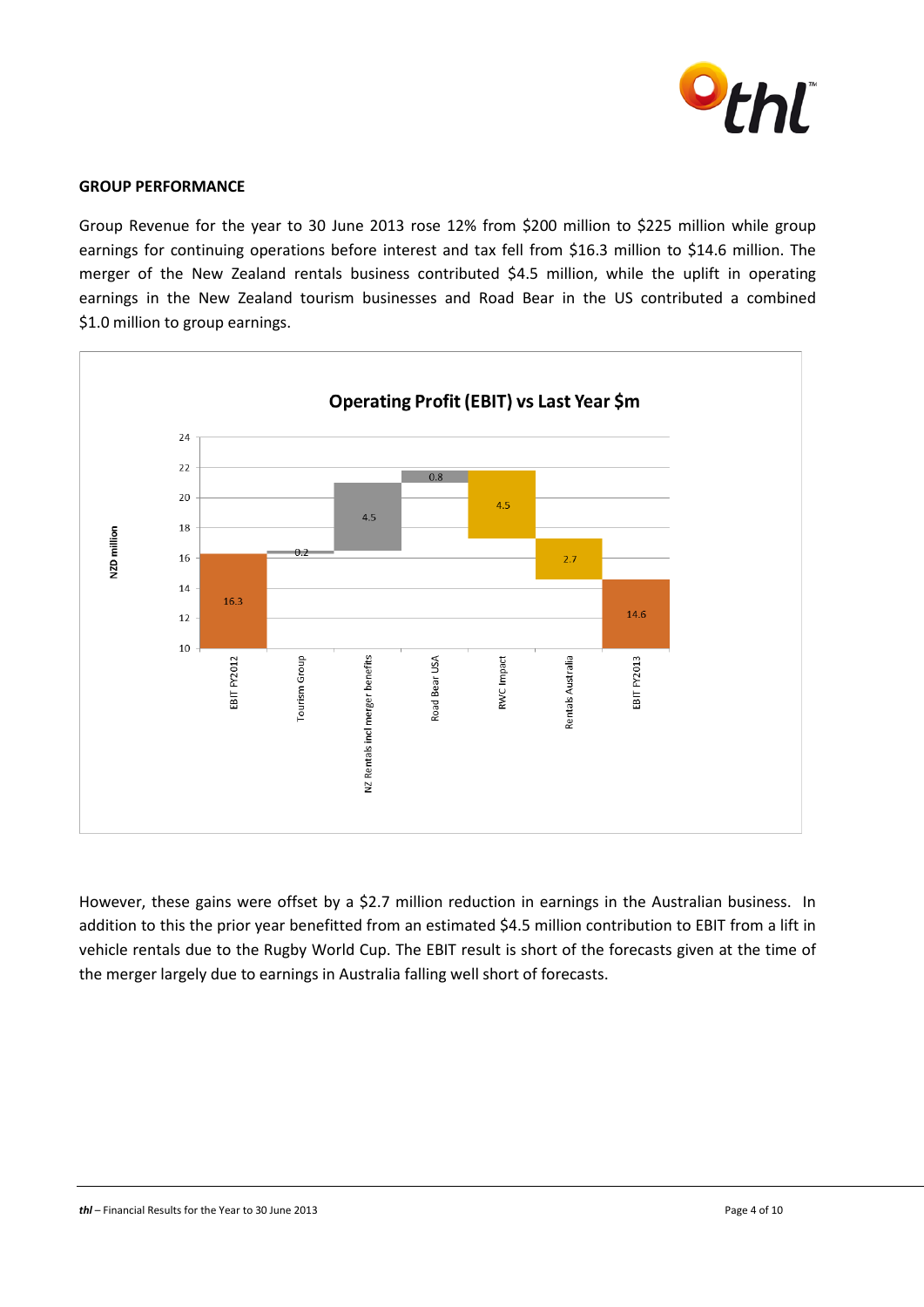## GROUP PERFORMANCE

Group Revenue for the year to 30 June 2013 rose 12% from $200 million to $225 million while group earnings for continuing operations before interest and tax fell from $16.3 million to $14.6 million. The merger of the New Zealand rentals business contributed $4.5 million, while the uplift in operating earnings in the New Zealand tourism businesses and Road Bear in the US contributed a combined $1.0 million to group earnings.

Operating Profit (EBIT) vs Last Year $m

NZD million

24
22
20
18
16
14
12
10

16.3
0.2
4.5
0.8
4.5
2.7
14.6

EBIT FY2012
Tourism Group
NZ Rentals incl merger benefits
Road Bear USA
RWC Impact
Rentals Australia
EBIT FY2013

However, these gains were offset by a $2.7 million reduction in earnings in the Australian business. In addition to this the prior year benefitted from an estimated $4.5 million contribution to EBIT from a lift in vehicle rentals due to the Rugby World Cup. The EBIT result is short of the forecasts given at the time of the merger largely due to earnings in Australia falling well short of forecasts.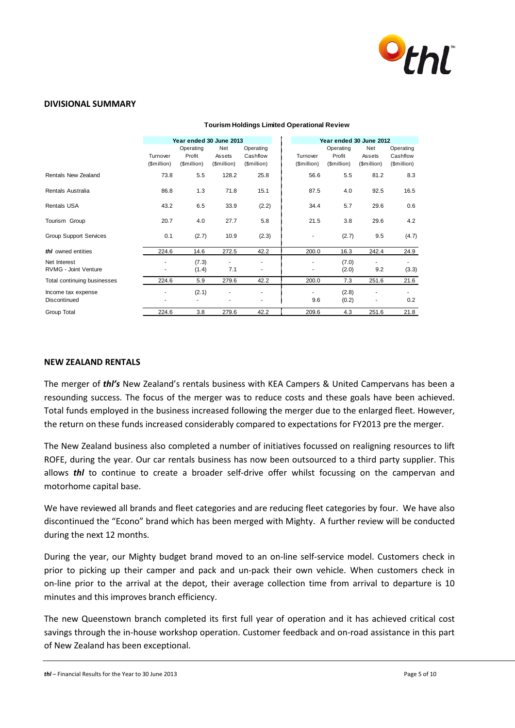## DIVISIONAL SUMMARY

**Tourism Holdings Limited Operational Review**

| | Year ended 30 June 2013 | | | | Year ended 30 June 2012 | | | |
|---|---|---|---|---|---|---|---|---|
| | Turnover ($million) | Operating Profit ($million) | Net Assets ($million) | Operating Cashflow ($million) | Turnover ($million) | Operating Profit ($million) | Net Assets ($million) | Operating Cashflow ($million) |
| Rentals New Zealand | 73.8 | 5.5 | 128.2 | 25.8 | 56.6 | 5.5 | 81.2 | 8.3 |
| Rentals Australia | 86.8 | 1.3 | 71.8 | 15.1 | 87.5 | 4.0 | 92.5 | 16.5 |
| Rentals USA | 43.2 | 6.5 | 33.9 | (2.2) | 34.4 | 5.7 | 29.6 | 0.6 |
| Tourism Group | 20.7 | 4.0 | 27.7 | 5.8 | 21.5 | 3.8 | 29.6 | 4.2 |
| Group Support Services | 0.1 | (2.7) | 10.9 | (2.3) | - | (2.7) | 9.5 | (4.7) |
| ***thl*** **owned entities** | 224.6 | 14.6 | 272.5 | 42.2 | 200.0 | 16.3 | 242.4 | 24.9 |
| Net Interest | - | (7.3) | - | - | - | (7.0) | - | - |
| RVMG - Joint Venture | - | (1.4) | 7.1 | - | - | (2.0) | 9.2 | (3.3) |
| Total continuing businesses | 224.6 | 5.9 | 279.6 | 42.2 | 200.0 | 7.3 | 251.6 | 21.6 |
| Income tax expense | - | (2.1) | - | - | - | (2.8) | - | - |
| Discontinued | - | - | - | - | 9.6 | (0.2) | - | 0.2 |
| Group Total | 224.6 | 3.8 | 279.6 | 42.2 | 209.6 | 4.3 | 251.6 | 21.8 |

## NEW ZEALAND RENTALS

The merger of ***thl's*** New Zealand's rentals business with KEA Campers & United Campervans has been a resounding success. The focus of the merger was to reduce costs and these goals have been achieved. Total funds employed in the business increased following the merger due to the enlarged fleet. However, the return on these funds increased considerably compared to expectations for FY2013 pre the merger.

The New Zealand business also completed a number of initiatives focussed on realigning resources to lift ROFE, during the year. Our car rentals business has now been outsourced to a third party supplier. This allows ***thl*** to continue to create a broader self-drive offer whilst focussing on the campervan and motorhome capital base.

We have reviewed all brands and fleet categories and are reducing fleet categories by four. We have also discontinued the "Econo" brand which has been merged with Mighty. A further review will be conducted during the next 12 months.

During the year, our Mighty budget brand moved to an on-line self-service model. Customers check in prior to picking up their camper and pack and un-pack their own vehicle. When customers check in on-line prior to the arrival at the depot, their average collection time from arrival to departure is 10 minutes and this improves branch efficiency.

The new Queenstown branch completed its first full year of operation and it has achieved critical cost savings through the in-house workshop operation. Customer feedback and on-road assistance in this part of New Zealand has been exceptional.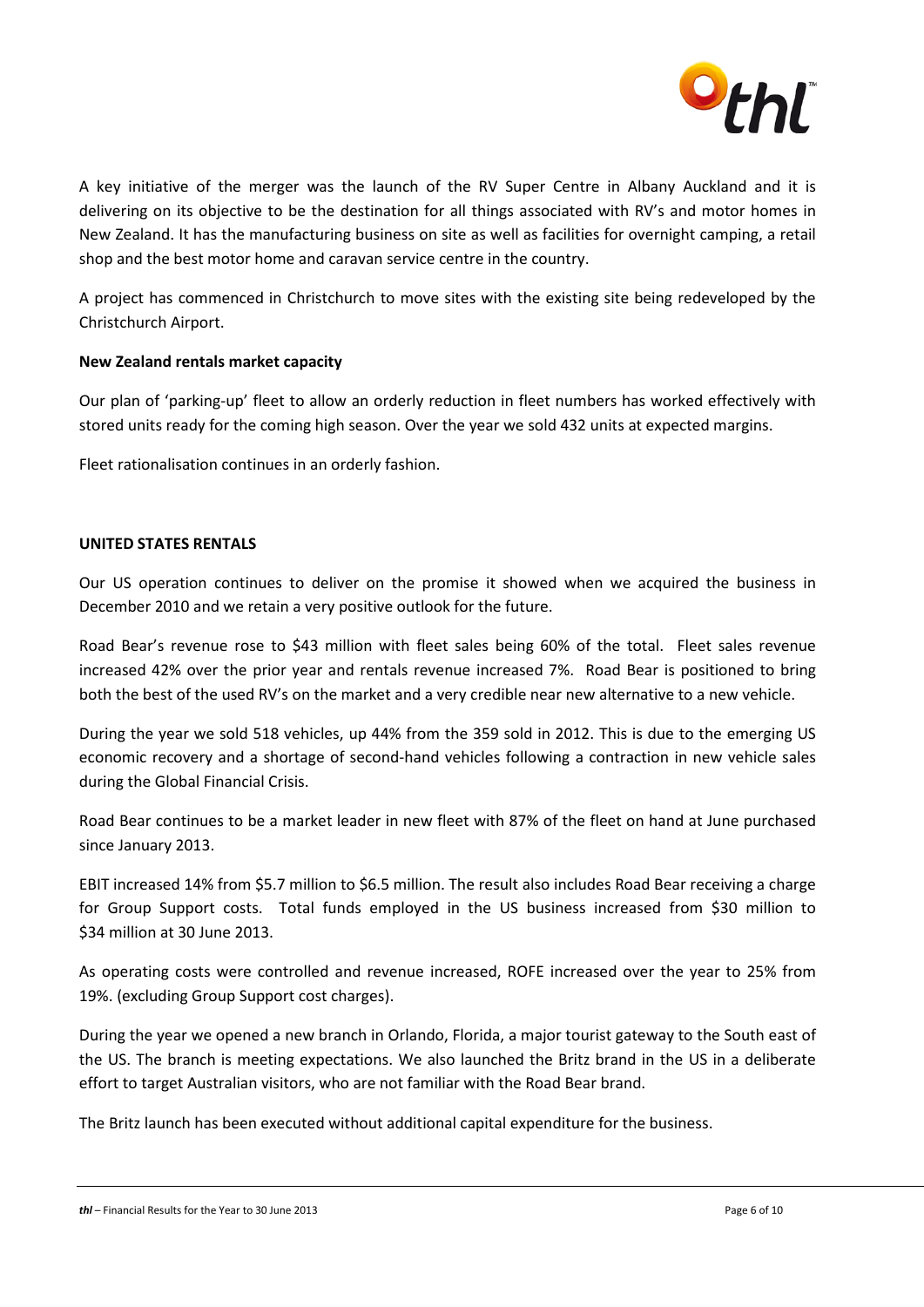A key initiative of the merger was the launch of the RV Super Centre in Albany Auckland and it is delivering on its objective to be the destination for all things associated with RV's and motor homes in New Zealand. It has the manufacturing business on site as well as facilities for overnight camping, a retail shop and the best motor home and caravan service centre in the country.

A project has commenced in Christchurch to move sites with the existing site being redeveloped by the Christchurch Airport.

**New Zealand rentals market capacity**

Our plan of 'parking-up' fleet to allow an orderly reduction in fleet numbers has worked effectively with stored units ready for the coming high season. Over the year we sold 432 units at expected margins.

Fleet rationalisation continues in an orderly fashion.

**UNITED STATES RENTALS**

Our US operation continues to deliver on the promise it showed when we acquired the business in December 2010 and we retain a very positive outlook for the future.

Road Bear's revenue rose to $43 million with fleet sales being 60% of the total. Fleet sales revenue increased 42% over the prior year and rentals revenue increased 7%. Road Bear is positioned to bring both the best of the used RV's on the market and a very credible near new alternative to a new vehicle.

During the year we sold 518 vehicles, up 44% from the 359 sold in 2012. This is due to the emerging US economic recovery and a shortage of second-hand vehicles following a contraction in new vehicle sales during the Global Financial Crisis.

Road Bear continues to be a market leader in new fleet with 87% of the fleet on hand at June purchased since January 2013.

EBIT increased 14% from $5.7 million to $6.5 million. The result also includes Road Bear receiving a charge for Group Support costs. Total funds employed in the US business increased from $30 million to $34 million at 30 June 2013.

As operating costs were controlled and revenue increased, ROFE increased over the year to 25% from 19%. (excluding Group Support cost charges).

During the year we opened a new branch in Orlando, Florida, a major tourist gateway to the South east of the US. The branch is meeting expectations. We also launched the Britz brand in the US in a deliberate effort to target Australian visitors, who are not familiar with the Road Bear brand.

The Britz launch has been executed without additional capital expenditure for the business.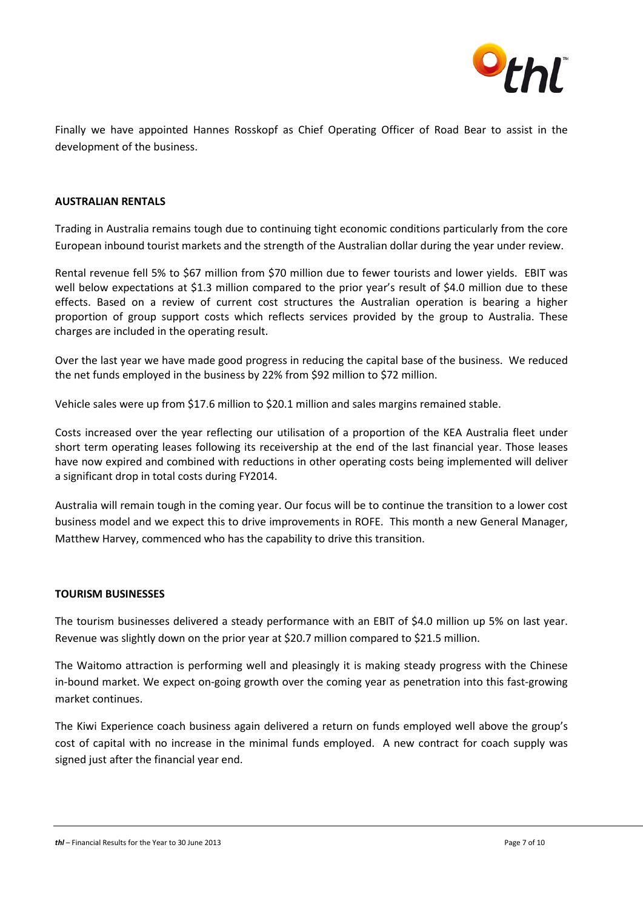Finally we have appointed Hannes Rosskopf as Chief Operating Officer of Road Bear to assist in the development of the business.

## AUSTRALIAN RENTALS

Trading in Australia remains tough due to continuing tight economic conditions particularly from the core European inbound tourist markets and the strength of the Australian dollar during the year under review.

Rental revenue fell 5% to $67 million from $70 million due to fewer tourists and lower yields. EBIT was well below expectations at $1.3 million compared to the prior year's result of $4.0 million due to these effects. Based on a review of current cost structures the Australian operation is bearing a higher proportion of group support costs which reflects services provided by the group to Australia. These charges are included in the operating result.

Over the last year we have made good progress in reducing the capital base of the business. We reduced the net funds employed in the business by 22% from $92 million to $72 million.

Vehicle sales were up from $17.6 million to $20.1 million and sales margins remained stable.

Costs increased over the year reflecting our utilisation of a proportion of the KEA Australia fleet under short term operating leases following its receivership at the end of the last financial year. Those leases have now expired and combined with reductions in other operating costs being implemented will deliver a significant drop in total costs during FY2014.

Australia will remain tough in the coming year. Our focus will be to continue the transition to a lower cost business model and we expect this to drive improvements in ROFE. This month a new General Manager, Matthew Harvey, commenced who has the capability to drive this transition.

## TOURISM BUSINESSES

The tourism businesses delivered a steady performance with an EBIT of $4.0 million up 5% on last year. Revenue was slightly down on the prior year at $20.7 million compared to $21.5 million.

The Waitomo attraction is performing well and pleasingly it is making steady progress with the Chinese in-bound market. We expect on-going growth over the coming year as penetration into this fast-growing market continues.

The Kiwi Experience coach business again delivered a return on funds employed well above the group's cost of capital with no increase in the minimal funds employed. A new contract for coach supply was signed just after the financial year end.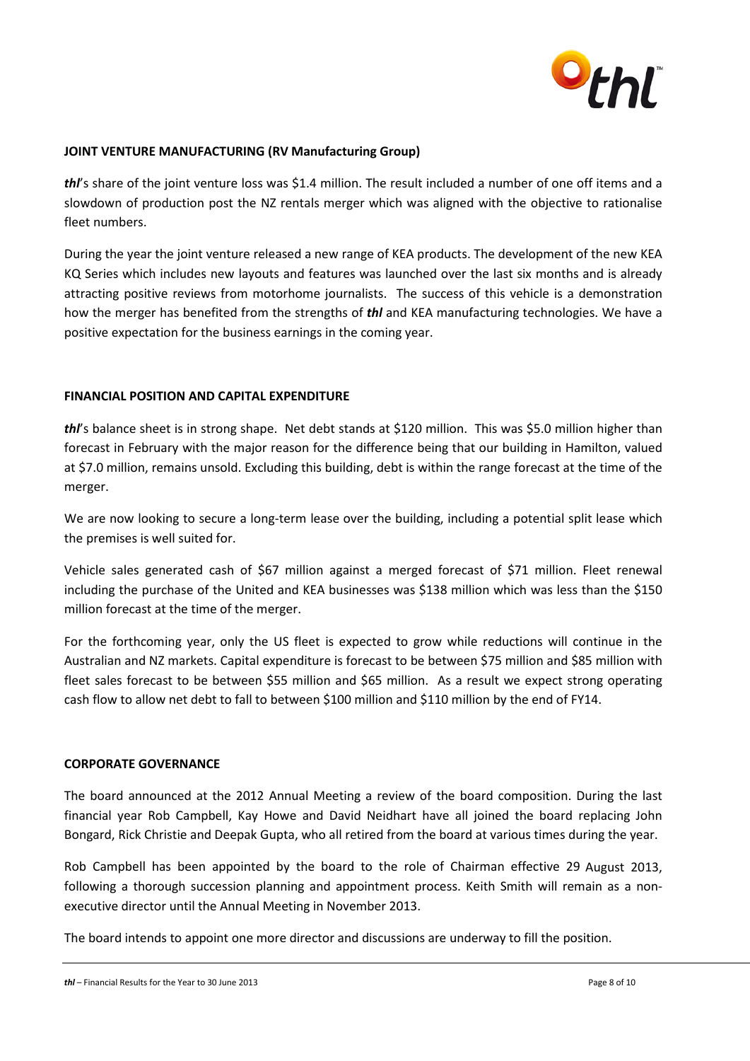## JOINT VENTURE MANUFACTURING (RV Manufacturing Group)

***thl***'s share of the joint venture loss was $1.4 million. The result included a number of one off items and a slowdown of production post the NZ rentals merger which was aligned with the objective to rationalise fleet numbers.

During the year the joint venture released a new range of KEA products. The development of the new KEA KQ Series which includes new layouts and features was launched over the last six months and is already attracting positive reviews from motorhome journalists. The success of this vehicle is a demonstration how the merger has benefited from the strengths of ***thl*** and KEA manufacturing technologies. We have a positive expectation for the business earnings in the coming year.

## FINANCIAL POSITION AND CAPITAL EXPENDITURE

***thl***'s balance sheet is in strong shape. Net debt stands at $120 million. This was $5.0 million higher than forecast in February with the major reason for the difference being that our building in Hamilton, valued at $7.0 million, remains unsold. Excluding this building, debt is within the range forecast at the time of the merger.

We are now looking to secure a long-term lease over the building, including a potential split lease which the premises is well suited for.

Vehicle sales generated cash of $67 million against a merged forecast of $71 million. Fleet renewal including the purchase of the United and KEA businesses was $138 million which was less than the $150 million forecast at the time of the merger.

For the forthcoming year, only the US fleet is expected to grow while reductions will continue in the Australian and NZ markets. Capital expenditure is forecast to be between $75 million and $85 million with fleet sales forecast to be between $55 million and $65 million. As a result we expect strong operating cash flow to allow net debt to fall to between $100 million and $110 million by the end of FY14.

## CORPORATE GOVERNANCE

The board announced at the 2012 Annual Meeting a review of the board composition. During the last financial year Rob Campbell, Kay Howe and David Neidhart have all joined the board replacing John Bongard, Rick Christie and Deepak Gupta, who all retired from the board at various times during the year.

Rob Campbell has been appointed by the board to the role of Chairman effective 29 August 2013, following a thorough succession planning and appointment process. Keith Smith will remain as a non-executive director until the Annual Meeting in November 2013.

The board intends to appoint one more director and discussions are underway to fill the position.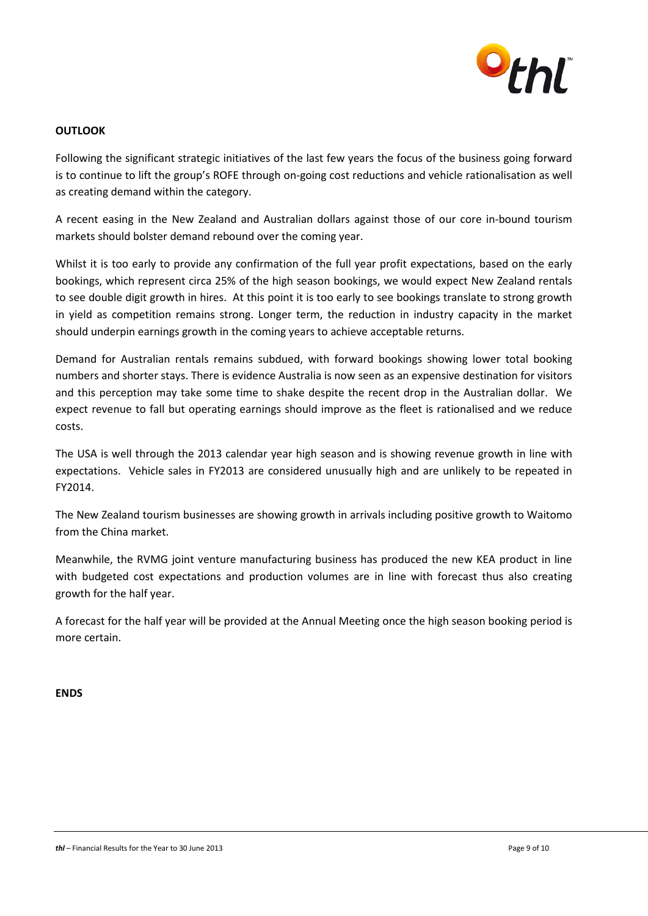**OUTLOOK**

Following the significant strategic initiatives of the last few years the focus of the business going forward is to continue to lift the group's ROFE through on-going cost reductions and vehicle rationalisation as well as creating demand within the category.

A recent easing in the New Zealand and Australian dollars against those of our core in-bound tourism markets should bolster demand rebound over the coming year.

Whilst it is too early to provide any confirmation of the full year profit expectations, based on the early bookings, which represent circa 25% of the high season bookings, we would expect New Zealand rentals to see double digit growth in hires. At this point it is too early to see bookings translate to strong growth in yield as competition remains strong. Longer term, the reduction in industry capacity in the market should underpin earnings growth in the coming years to achieve acceptable returns.

Demand for Australian rentals remains subdued, with forward bookings showing lower total booking numbers and shorter stays. There is evidence Australia is now seen as an expensive destination for visitors and this perception may take some time to shake despite the recent drop in the Australian dollar. We expect revenue to fall but operating earnings should improve as the fleet is rationalised and we reduce costs.

The USA is well through the 2013 calendar year high season and is showing revenue growth in line with expectations. Vehicle sales in FY2013 are considered unusually high and are unlikely to be repeated in FY2014.

The New Zealand tourism businesses are showing growth in arrivals including positive growth to Waitomo from the China market.

Meanwhile, the RVMG joint venture manufacturing business has produced the new KEA product in line with budgeted cost expectations and production volumes are in line with forecast thus also creating growth for the half year.

A forecast for the half year will be provided at the Annual Meeting once the high season booking period is more certain.

**ENDS**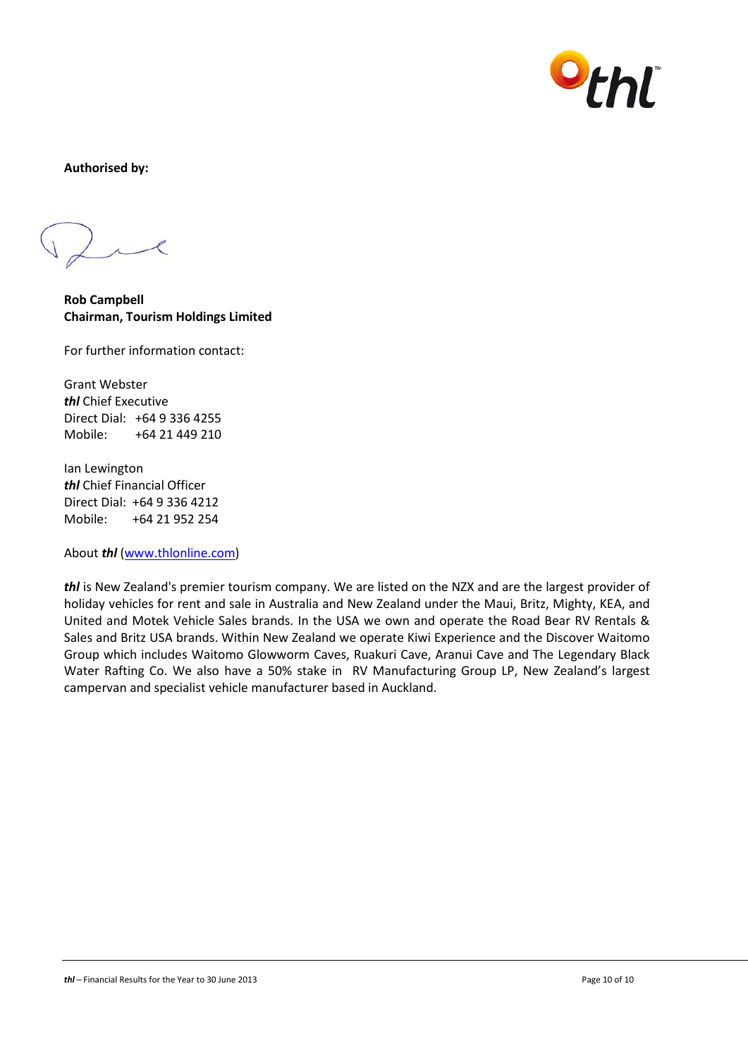**Authorised by:**

**Rob Campbell**
**Chairman, Tourism Holdings Limited**

For further information contact:

Grant Webster
***thl*** Chief Executive
Direct Dial: +64 9 336 4255
Mobile: +64 21 449 210

Ian Lewington
***thl*** Chief Financial Officer
Direct Dial: +64 9 336 4212
Mobile: +64 21 952 254

About ***thl*** ([www.thlonline.com](http://www.thlonline.com))

***thl*** is New Zealand's premier tourism company. We are listed on the NZX and are the largest provider of holiday vehicles for rent and sale in Australia and New Zealand under the Maui, Britz, Mighty, KEA, and United and Motek Vehicle Sales brands. In the USA we own and operate the Road Bear RV Rentals & Sales and Britz USA brands. Within New Zealand we operate Kiwi Experience and the Discover Waitomo Group which includes Waitomo Glowworm Caves, Ruakuri Cave, Aranui Cave and The Legendary Black Water Rafting Co. We also have a 50% stake in RV Manufacturing Group LP, New Zealand's largest campervan and specialist vehicle manufacturer based in Auckland.